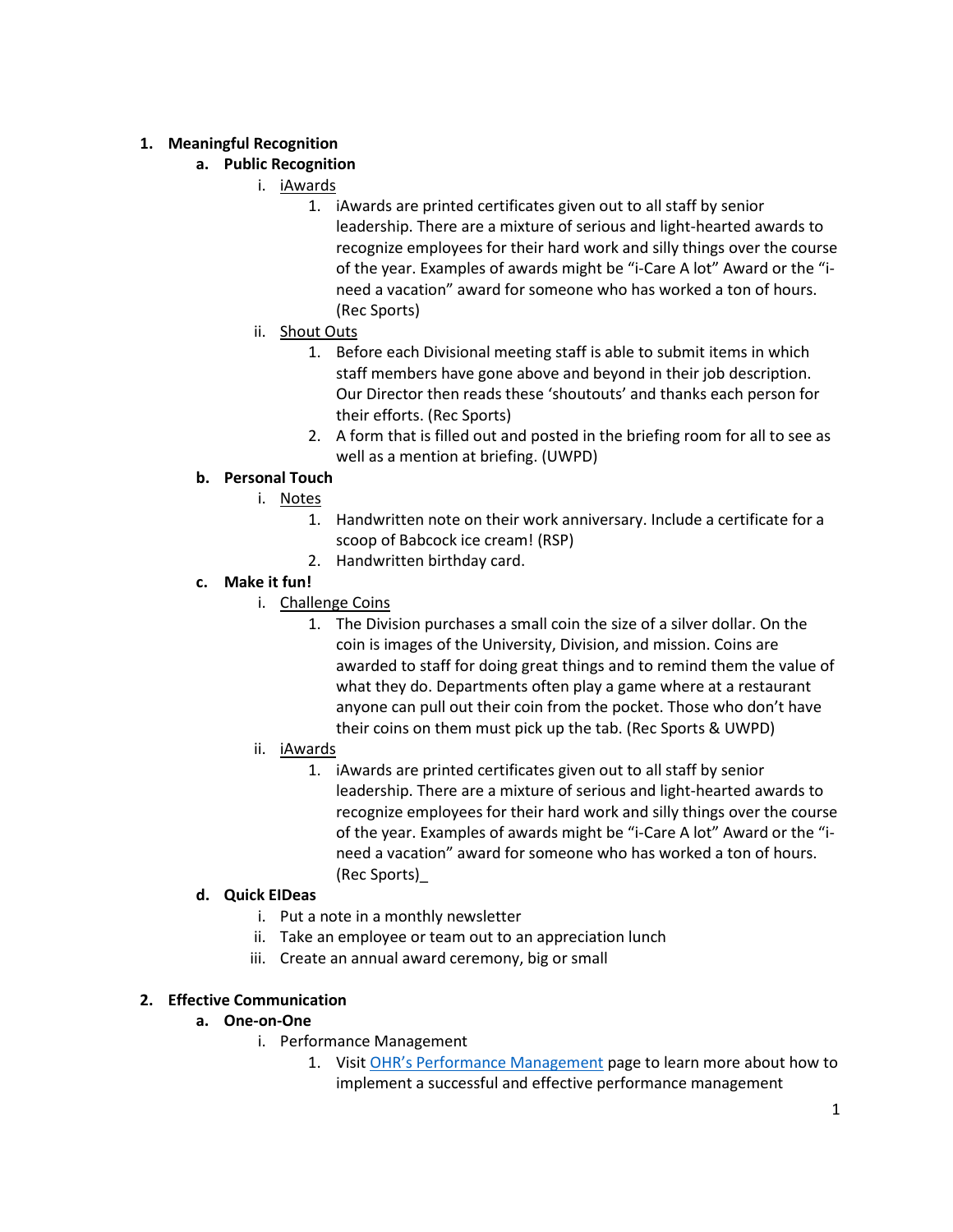1. **Meaningful Recognition**
    a. **Public Recognition**
        i. iAwards
            1. iAwards are printed certificates given out to all staff by senior leadership. There are a mixture of serious and light-hearted awards to recognize employees for their hard work and silly things over the course of the year. Examples of awards might be "i-Care A lot" Award or the "i-need a vacation" award for someone who has worked a ton of hours. (Rec Sports)
        ii. Shout Outs
            1. Before each Divisional meeting staff is able to submit items in which staff members have gone above and beyond in their job description. Our Director then reads these 'shoutouts' and thanks each person for their efforts. (Rec Sports)
            2. A form that is filled out and posted in the briefing room for all to see as well as a mention at briefing. (UWPD)
    b. **Personal Touch**
        i. Notes
            1. Handwritten note on their work anniversary. Include a certificate for a scoop of Babcock ice cream! (RSP)
            2. Handwritten birthday card.
    c. **Make it fun!**
        i. Challenge Coins
            1. The Division purchases a small coin the size of a silver dollar. On the coin is images of the University, Division, and mission. Coins are awarded to staff for doing great things and to remind them the value of what they do. Departments often play a game where at a restaurant anyone can pull out their coin from the pocket. Those who don't have their coins on them must pick up the tab. (Rec Sports & UWPD)
        ii. iAwards
            1. iAwards are printed certificates given out to all staff by senior leadership. There are a mixture of serious and light-hearted awards to recognize employees for their hard work and silly things over the course of the year. Examples of awards might be "i-Care A lot" Award or the "i-need a vacation" award for someone who has worked a ton of hours. (Rec Sports)_
    d. **Quick EIDeas**
        i. Put a note in a monthly newsletter
        ii. Take an employee or team out to an appreciation lunch
        iii. Create an annual award ceremony, big or small

2. **Effective Communication**
    a. **One-on-One**
        i. Performance Management
            1. Visit OHR's Performance Management page to learn more about how to implement a successful and effective performance management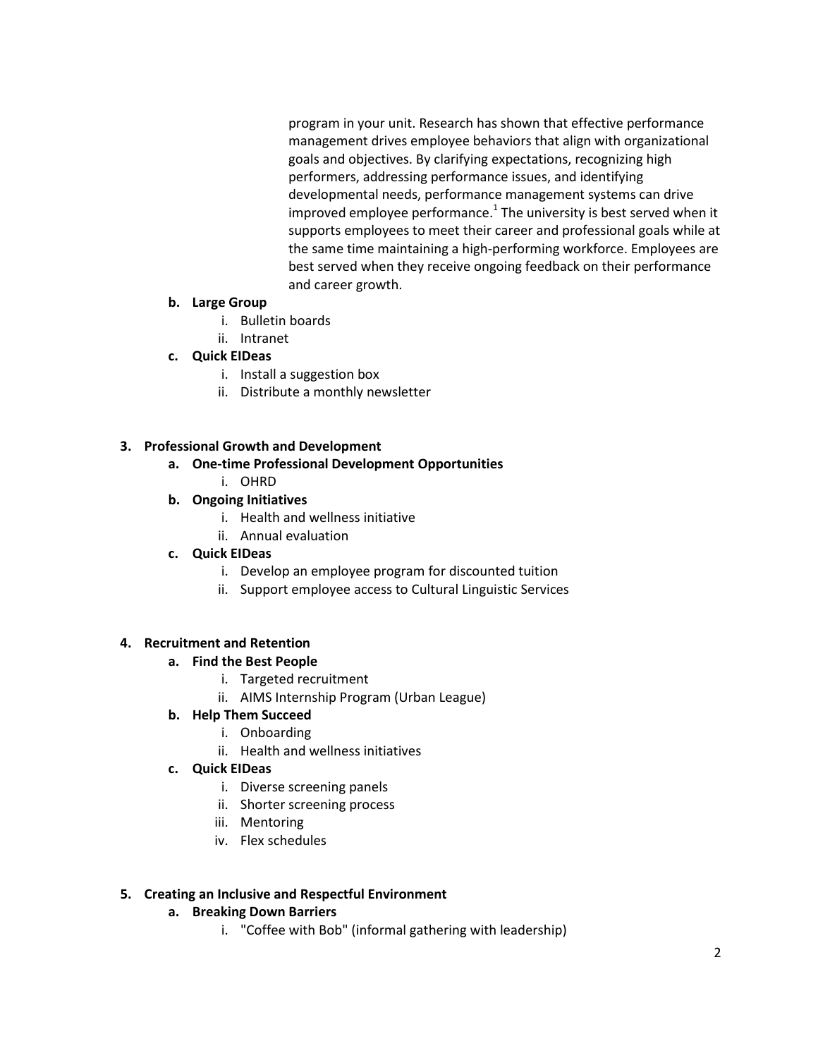program in your unit. Research has shown that effective performance management drives employee behaviors that align with organizational goals and objectives. By clarifying expectations, recognizing high performers, addressing performance issues, and identifying developmental needs, performance management systems can drive improved employee performance.[1] The university is best served when it supports employees to meet their career and professional goals while at the same time maintaining a high-performing workforce. Employees are best served when they receive ongoing feedback on their performance and career growth.

- **b. Large Group**
  - i. Bulletin boards
  - ii. Intranet
- **c. Quick EIDeas**
  - i. Install a suggestion box
  - ii. Distribute a monthly newsletter

**3. Professional Growth and Development**

- **a. One-time Professional Development Opportunities**
  - i. OHRD
- **b. Ongoing Initiatives**
  - i. Health and wellness initiative
  - ii. Annual evaluation
- **c. Quick EIDeas**
  - i. Develop an employee program for discounted tuition
  - ii. Support employee access to Cultural Linguistic Services

**4. Recruitment and Retention**

- **a. Find the Best People**
  - i. Targeted recruitment
  - ii. AIMS Internship Program (Urban League)
- **b. Help Them Succeed**
  - i. Onboarding
  - ii. Health and wellness initiatives
- **c. Quick EIDeas**
  - i. Diverse screening panels
  - ii. Shorter screening process
  - iii. Mentoring
  - iv. Flex schedules

**5. Creating an Inclusive and Respectful Environment**

- **a. Breaking Down Barriers**
  - i. "Coffee with Bob" (informal gathering with leadership)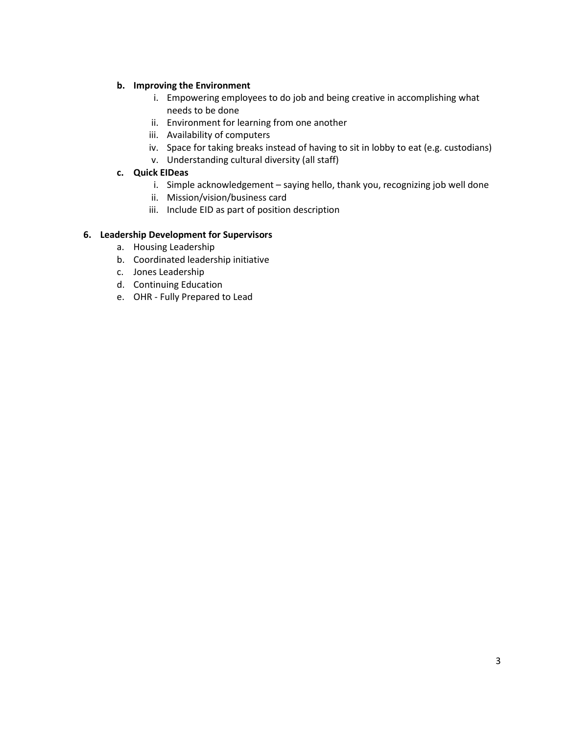**b. Improving the Environment**

   i. Empowering employees to do job and being creative in accomplishing what needs to be done
   ii. Environment for learning from one another
   iii. Availability of computers
   iv. Space for taking breaks instead of having to sit in lobby to eat (e.g. custodians)
   v. Understanding cultural diversity (all staff)

**c. Quick EIDeas**

   i. Simple acknowledgement – saying hello, thank you, recognizing job well done
   ii. Mission/vision/business card
   iii. Include EID as part of position description

**6. Leadership Development for Supervisors**

   a. Housing Leadership
   b. Coordinated leadership initiative
   c. Jones Leadership
   d. Continuing Education
   e. OHR - Fully Prepared to Lead